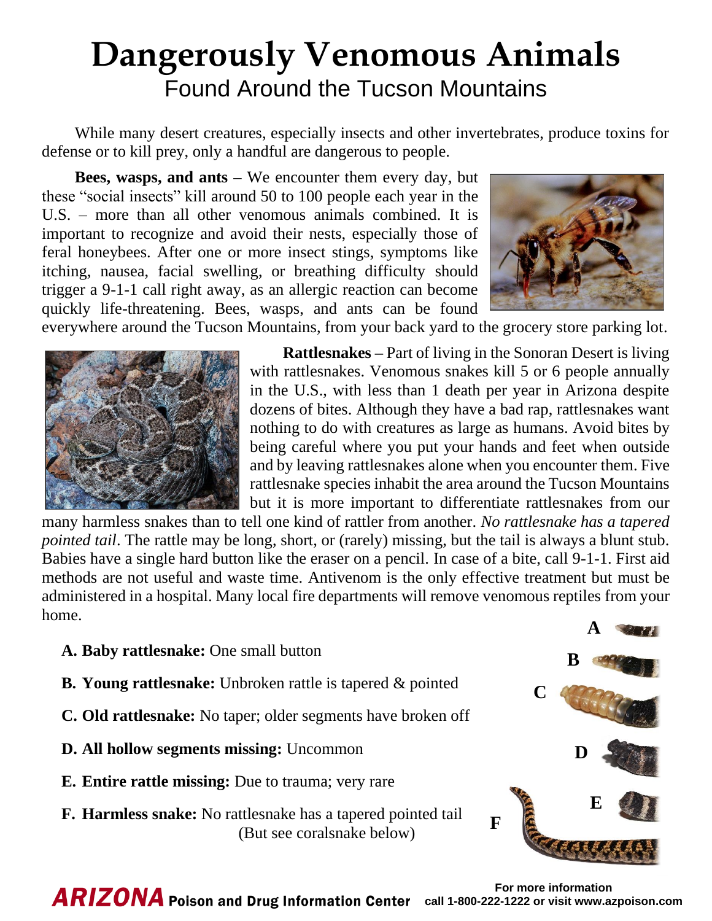# Dangerously Venomous Animals

## Found Around the Tucson Mountains

While many desert creatures, especially insects and other invertebrates, produce toxins for defense or to kill prey, only a handful are dangerous to people.

**Bees, wasps, and ants –** We encounter them every day, but these "social insects" kill around 50 to 100 people each year in the U.S. – more than all other venomous animals combined. It is important to recognize and avoid their nests, especially those of feral honeybees. After one or more insect stings, symptoms like itching, nausea, facial swelling, or breathing difficulty should trigger a 9-1-1 call right away, as an allergic reaction can become quickly life-threatening. Bees, wasps, and ants can be found everywhere around the Tucson Mountains, from your back yard to the grocery store parking lot.

**Rattlesnakes –** Part of living in the Sonoran Desert is living with rattlesnakes. Venomous snakes kill 5 or 6 people annually in the U.S., with less than 1 death per year in Arizona despite dozens of bites. Although they have a bad rap, rattlesnakes want nothing to do with creatures as large as humans. Avoid bites by being careful where you put your hands and feet when outside and by leaving rattlesnakes alone when you encounter them. Five rattlesnake species inhabit the area around the Tucson Mountains but it is more important to differentiate rattlesnakes from our many harmless snakes than to tell one kind of rattler from another. *No rattlesnake has a tapered pointed tail*. The rattle may be long, short, or (rarely) missing, but the tail is always a blunt stub. Babies have a single hard button like the eraser on a pencil. In case of a bite, call 9-1-1. First aid methods are not useful and waste time. Antivenom is the only effective treatment but must be administered in a hospital. Many local fire departments will remove venomous reptiles from your home.

A. **Baby rattlesnake:** One small button
B. **Young rattlesnake:** Unbroken rattle is tapered & pointed
C. **Old rattlesnake:** No taper; older segments have broken off
D. **All hollow segments missing:** Uncommon
E. **Entire rattle missing:** Due to trauma; very rare
F. **Harmless snake:** No rattlesnake has a tapered pointed tail (But see coralsnake below)

**ARIZONA** Poison and Drug Information Center

For more information call 1-800-222-1222 or visit www.azpoison.com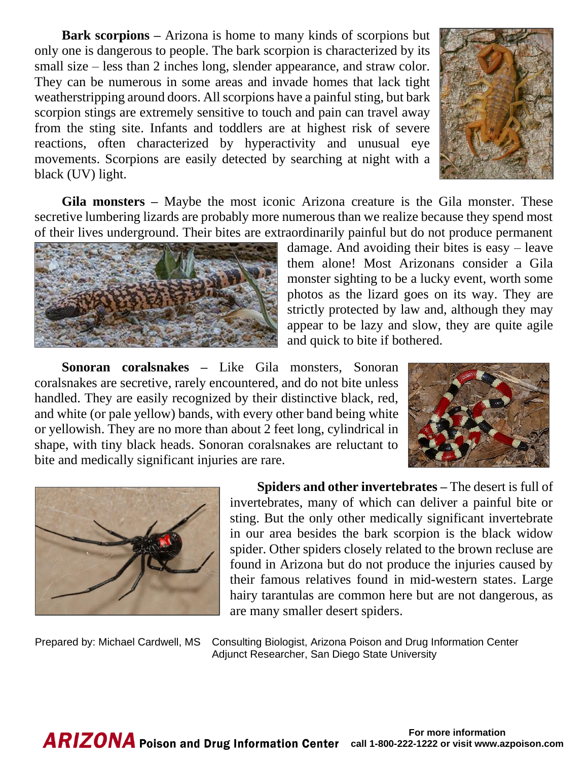**Bark scorpions –** Arizona is home to many kinds of scorpions but only one is dangerous to people. The bark scorpion is characterized by its small size – less than 2 inches long, slender appearance, and straw color. They can be numerous in some areas and invade homes that lack tight weatherstripping around doors. All scorpions have a painful sting, but bark scorpion stings are extremely sensitive to touch and pain can travel away from the sting site. Infants and toddlers are at highest risk of severe reactions, often characterized by hyperactivity and unusual eye movements. Scorpions are easily detected by searching at night with a black (UV) light.

**Gila monsters –** Maybe the most iconic Arizona creature is the Gila monster. These secretive lumbering lizards are probably more numerous than we realize because they spend most of their lives underground. Their bites are extraordinarily painful but do not produce permanent damage. And avoiding their bites is easy – leave them alone! Most Arizonans consider a Gila monster sighting to be a lucky event, worth some photos as the lizard goes on its way. They are strictly protected by law and, although they may appear to be lazy and slow, they are quite agile and quick to bite if bothered.

**Sonoran coralsnakes –** Like Gila monsters, Sonoran coralsnakes are secretive, rarely encountered, and do not bite unless handled. They are easily recognized by their distinctive black, red, and white (or pale yellow) bands, with every other band being white or yellowish. They are no more than about 2 feet long, cylindrical in shape, with tiny black heads. Sonoran coralsnakes are reluctant to bite and medically significant injuries are rare.

**Spiders and other invertebrates –** The desert is full of invertebrates, many of which can deliver a painful bite or sting. But the only other medically significant invertebrate in our area besides the bark scorpion is the black widow spider. Other spiders closely related to the brown recluse are found in Arizona but do not produce the injuries caused by their famous relatives found in mid-western states. Large hairy tarantulas are common here but are not dangerous, as are many smaller desert spiders.

Prepared by: Michael Cardwell, MS Consulting Biologist, Arizona Poison and Drug Information Center
Adjunct Researcher, San Diego State University

**ARIZONA Poison and Drug Information Center**

**For more information call 1-800-222-1222 or visit www.azpoison.com**